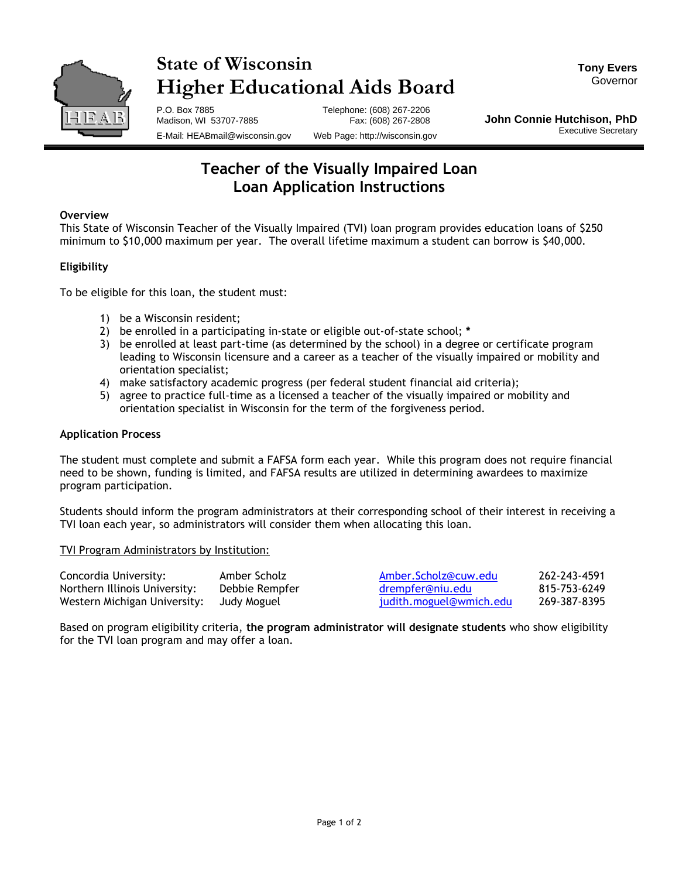# State of Wisconsin
# Higher Educational Aids Board

P.O. Box 7885
Madison, WI 53707-7885
E-Mail: HEABmail@wisconsin.gov

Telephone: (608) 267-2206
Fax: (608) 267-2808
Web Page: http://wisconsin.gov

**Tony Evers**
Governor

**John Connie Hutchison, PhD**
Executive Secretary

## Teacher of the Visually Impaired Loan
## Loan Application Instructions

### Overview

This State of Wisconsin Teacher of the Visually Impaired (TVI) loan program provides education loans of $250 minimum to $10,000 maximum per year. The overall lifetime maximum a student can borrow is $40,000.

### Eligibility

To be eligible for this loan, the student must:

1) be a Wisconsin resident;
2) be enrolled in a participating in-state or eligible out-of-state school; **\***
3) be enrolled at least part-time (as determined by the school) in a degree or certificate program leading to Wisconsin licensure and a career as a teacher of the visually impaired or mobility and orientation specialist;
4) make satisfactory academic progress (per federal student financial aid criteria);
5) agree to practice full-time as a licensed a teacher of the visually impaired or mobility and orientation specialist in Wisconsin for the term of the forgiveness period.

### Application Process

The student must complete and submit a FAFSA form each year. While this program does not require financial need to be shown, funding is limited, and FAFSA results are utilized in determining awardees to maximize program participation.

Students should inform the program administrators at their corresponding school of their interest in receiving a TVI loan each year, so administrators will consider them when allocating this loan.

<u>TVI Program Administrators by Institution:</u>

| | | | |
|---|---|---|---|
| Concordia University: | Amber Scholz | Amber.Scholz@cuw.edu | 262-243-4591 |
| Northern Illinois University: | Debbie Rempfer | drempfer@niu.edu | 815-753-6249 |
| Western Michigan University: | Judy Moguel | judith.moguel@wmich.edu | 269-387-8395 |

Based on program eligibility criteria, **the program administrator will designate students** who show eligibility for the TVI loan program and may offer a loan.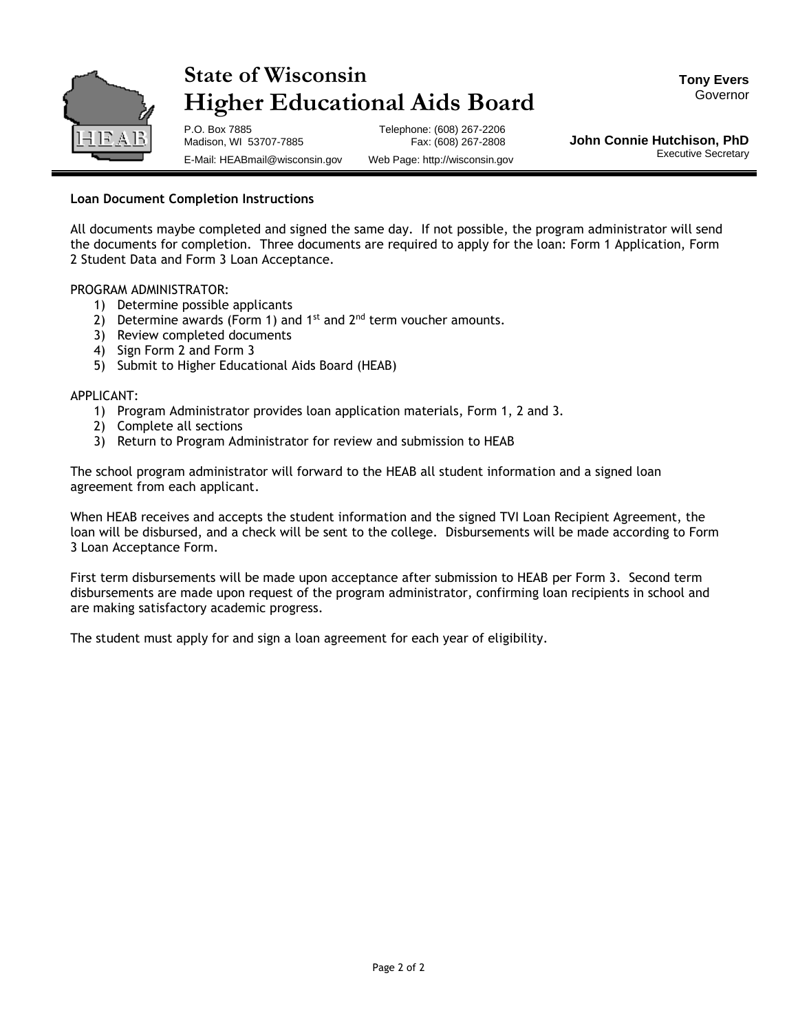# State of Wisconsin
# Higher Educational Aids Board

P.O. Box 7885
Madison, WI 53707-7885

Telephone: (608) 267-2206
Fax: (608) 267-2808

E-Mail: HEABmail@wisconsin.gov
Web Page: http://wisconsin.gov

**Tony Evers**
Governor

**John Connie Hutchison, PhD**
Executive Secretary

---

**Loan Document Completion Instructions**

All documents maybe completed and signed the same day. If not possible, the program administrator will send the documents for completion. Three documents are required to apply for the loan: Form 1 Application, Form 2 Student Data and Form 3 Loan Acceptance.

PROGRAM ADMINISTRATOR:

1) Determine possible applicants
2) Determine awards (Form 1) and 1st and 2nd term voucher amounts.
3) Review completed documents
4) Sign Form 2 and Form 3
5) Submit to Higher Educational Aids Board (HEAB)

APPLICANT:

1) Program Administrator provides loan application materials, Form 1, 2 and 3.
2) Complete all sections
3) Return to Program Administrator for review and submission to HEAB

The school program administrator will forward to the HEAB all student information and a signed loan agreement from each applicant.

When HEAB receives and accepts the student information and the signed TVI Loan Recipient Agreement, the loan will be disbursed, and a check will be sent to the college. Disbursements will be made according to Form 3 Loan Acceptance Form.

First term disbursements will be made upon acceptance after submission to HEAB per Form 3. Second term disbursements are made upon request of the program administrator, confirming loan recipients in school and are making satisfactory academic progress.

The student must apply for and sign a loan agreement for each year of eligibility.